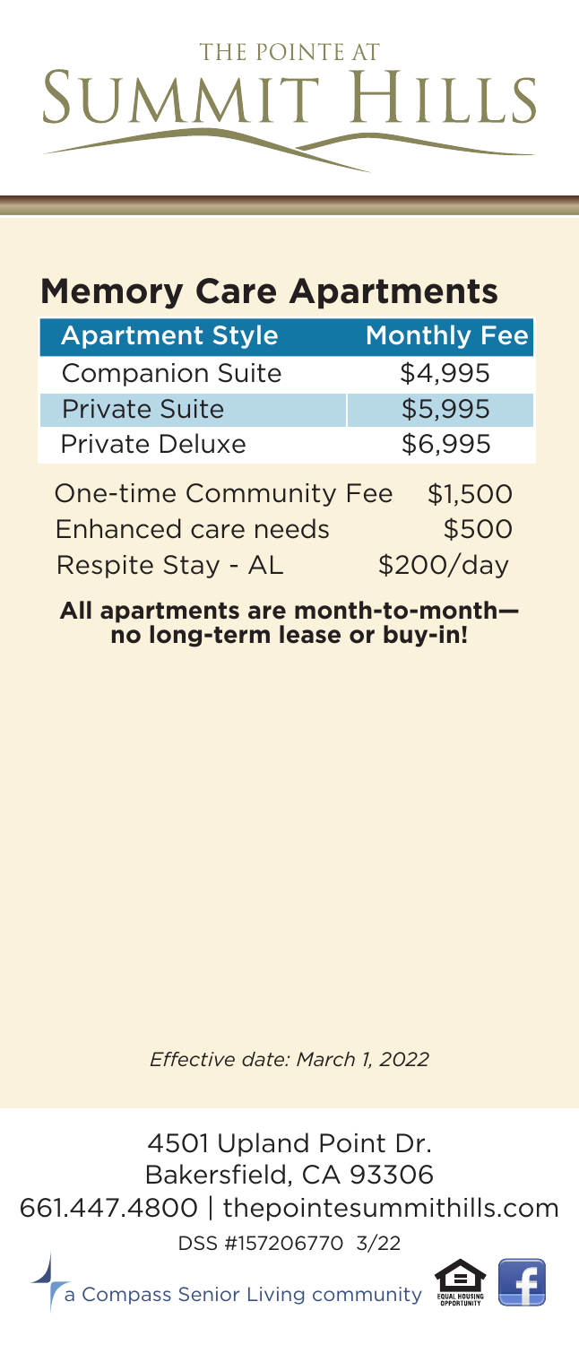THE POINTE AT

# SUMMIT HILLS

## Memory Care Apartments

| Apartment Style | Monthly Fee |
| --- | --- |
| Companion Suite | $4,995 |
| Private Suite | $5,995 |
| Private Deluxe | $6,995 |

| | |
| --- | --- |
| One-time Community Fee | $1,500 |
| Enhanced care needs | $500 |
| Respite Stay - AL | $200/day |

**All apartments are month-to-month— no long-term lease or buy-in!**

*Effective date: March 1, 2022*

4501 Upland Point Dr.
Bakersfield, CA 93306
661.447.4800 | thepointesummithills.com
DSS #157206770 3/22

a Compass Senior Living community

EQUAL HOUSING OPPORTUNITY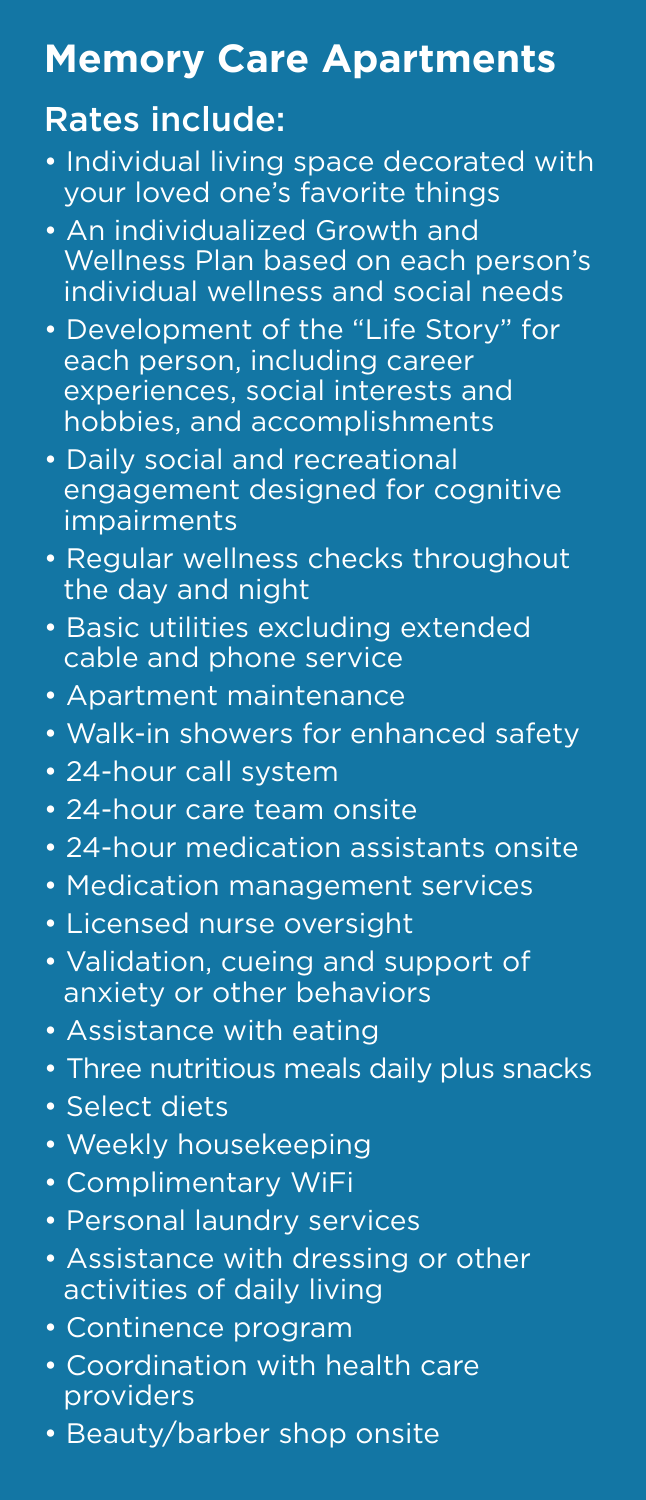# Memory Care Apartments

## Rates include:

- Individual living space decorated with your loved one's favorite things
- An individualized Growth and Wellness Plan based on each person's individual wellness and social needs
- Development of the "Life Story" for each person, including career experiences, social interests and hobbies, and accomplishments
- Daily social and recreational engagement designed for cognitive impairments
- Regular wellness checks throughout the day and night
- Basic utilities excluding extended cable and phone service
- Apartment maintenance
- Walk-in showers for enhanced safety
- 24-hour call system
- 24-hour care team onsite
- 24-hour medication assistants onsite
- Medication management services
- Licensed nurse oversight
- Validation, cueing and support of anxiety or other behaviors
- Assistance with eating
- Three nutritious meals daily plus snacks
- Select diets
- Weekly housekeeping
- Complimentary WiFi
- Personal laundry services
- Assistance with dressing or other activities of daily living
- Continence program
- Coordination with health care providers
- Beauty/barber shop onsite